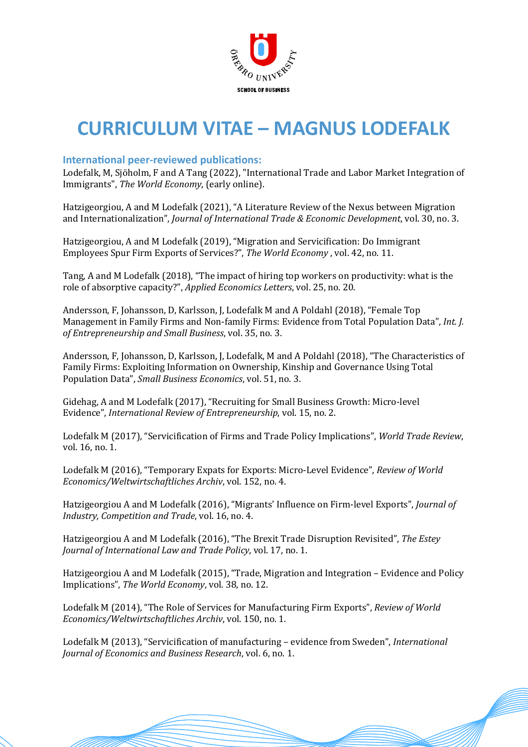# CURRICULUM VITAE – MAGNUS LODEFALK

## International peer-reviewed publications:

Lodefalk, M, Sjöholm, F and A Tang (2022), "International Trade and Labor Market Integration of Immigrants", *The World Economy*, (early online).

Hatzigeorgiou, A and M Lodefalk (2021), "A Literature Review of the Nexus between Migration and Internationalization", *Journal of International Trade & Economic Development*, vol. 30, no. 3.

Hatzigeorgiou, A and M Lodefalk (2019), "Migration and Servicification: Do Immigrant Employees Spur Firm Exports of Services?", *The World Economy* , vol. 42, no. 11.

Tang, A and M Lodefalk (2018), "The impact of hiring top workers on productivity: what is the role of absorptive capacity?", *Applied Economics Letters*, vol. 25, no. 20.

Andersson, F, Johansson, D, Karlsson, J, Lodefalk M and A Poldahl (2018), "Female Top Management in Family Firms and Non-family Firms: Evidence from Total Population Data", *Int. J. of Entrepreneurship and Small Business*, vol. 35, no. 3.

Andersson, F, Johansson, D, Karlsson, J, Lodefalk, M and A Poldahl (2018), "The Characteristics of Family Firms: Exploiting Information on Ownership, Kinship and Governance Using Total Population Data", *Small Business Economics*, vol. 51, no. 3.

Gidehag, A and M Lodefalk (2017), "Recruiting for Small Business Growth: Micro-level Evidence", *International Review of Entrepreneurship*, vol. 15, no. 2.

Lodefalk M (2017), "Servicification of Firms and Trade Policy Implications", *World Trade Review*, vol. 16, no. 1.

Lodefalk M (2016), "Temporary Expats for Exports: Micro-Level Evidence", *Review of World Economics/Weltwirtschaftliches Archiv*, vol. 152, no. 4.

Hatzigeorgiou A and M Lodefalk (2016), "Migrants' Influence on Firm-level Exports", *Journal of Industry, Competition and Trade*, vol. 16, no. 4.

Hatzigeorgiou A and M Lodefalk (2016), "The Brexit Trade Disruption Revisited", *The Estey Journal of International Law and Trade Policy*, vol. 17, no. 1.

Hatzigeorgiou A and M Lodefalk (2015), "Trade, Migration and Integration – Evidence and Policy Implications", *The World Economy*, vol. 38, no. 12.

Lodefalk M (2014), "The Role of Services for Manufacturing Firm Exports", *Review of World Economics/Weltwirtschaftliches Archiv*, vol. 150, no. 1.

Lodefalk M (2013), "Servicification of manufacturing – evidence from Sweden", *International Journal of Economics and Business Research*, vol. 6, no. 1.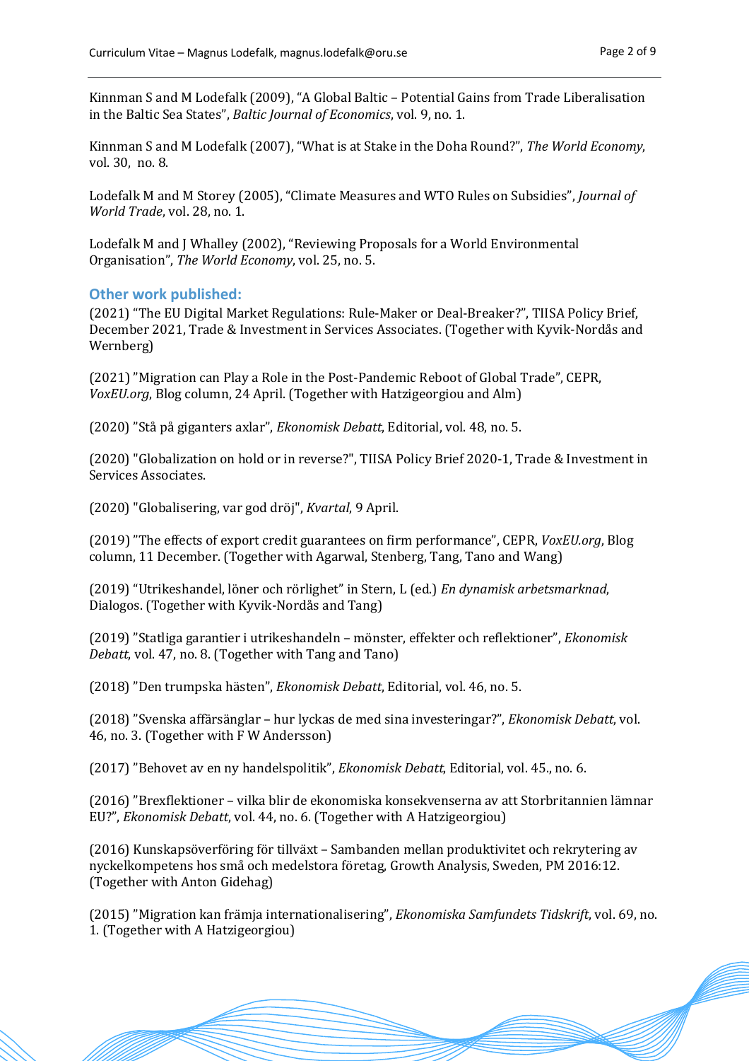Kinnman S and M Lodefalk (2009), "A Global Baltic – Potential Gains from Trade Liberalisation in the Baltic Sea States", *Baltic Journal of Economics*, vol. 9, no. 1.

Kinnman S and M Lodefalk (2007), "What is at Stake in the Doha Round?", *The World Economy*, vol. 30, no. 8.

Lodefalk M and M Storey (2005), "Climate Measures and WTO Rules on Subsidies", *Journal of World Trade*, vol. 28, no. 1.

Lodefalk M and J Whalley (2002), "Reviewing Proposals for a World Environmental Organisation", *The World Economy*, vol. 25, no. 5.

## Other work published:

(2021) "The EU Digital Market Regulations: Rule-Maker or Deal-Breaker?", TIISA Policy Brief, December 2021, Trade & Investment in Services Associates. (Together with Kyvik-Nordås and Wernberg)

(2021) "Migration can Play a Role in the Post-Pandemic Reboot of Global Trade", CEPR, *VoxEU.org*, Blog column, 24 April. (Together with Hatzigeorgiou and Alm)

(2020) "Stå på giganters axlar", *Ekonomisk Debatt*, Editorial, vol. 48, no. 5.

(2020) "Globalization on hold or in reverse?", TIISA Policy Brief 2020-1, Trade & Investment in Services Associates.

(2020) "Globalisering, var god dröj", *Kvartal*, 9 April.

(2019) "The effects of export credit guarantees on firm performance", CEPR, *VoxEU.org*, Blog column, 11 December. (Together with Agarwal, Stenberg, Tang, Tano and Wang)

(2019) "Utrikeshandel, löner och rörlighet" in Stern, L (ed.) *En dynamisk arbetsmarknad*, Dialogos. (Together with Kyvik-Nordås and Tang)

(2019) "Statliga garantier i utrikeshandeln – mönster, effekter och reflektioner", *Ekonomisk Debatt*, vol. 47, no. 8. (Together with Tang and Tano)

(2018) "Den trumpska hästen", *Ekonomisk Debatt*, Editorial, vol. 46, no. 5.

(2018) "Svenska affärsänglar – hur lyckas de med sina investeringar?", *Ekonomisk Debatt*, vol. 46, no. 3. (Together with F W Andersson)

(2017) "Behovet av en ny handelspolitik", *Ekonomisk Debatt*, Editorial, vol. 45., no. 6.

(2016) "Brexflektioner – vilka blir de ekonomiska konsekvenserna av att Storbritannien lämnar EU?", *Ekonomisk Debatt*, vol. 44, no. 6. (Together with A Hatzigeorgiou)

(2016) Kunskapsöverföring för tillväxt – Sambanden mellan produktivitet och rekrytering av nyckelkompetens hos små och medelstora företag, Growth Analysis, Sweden, PM 2016:12. (Together with Anton Gidehag)

(2015) "Migration kan främja internationalisering", *Ekonomiska Samfundets Tidskrift*, vol. 69, no. 1. (Together with A Hatzigeorgiou)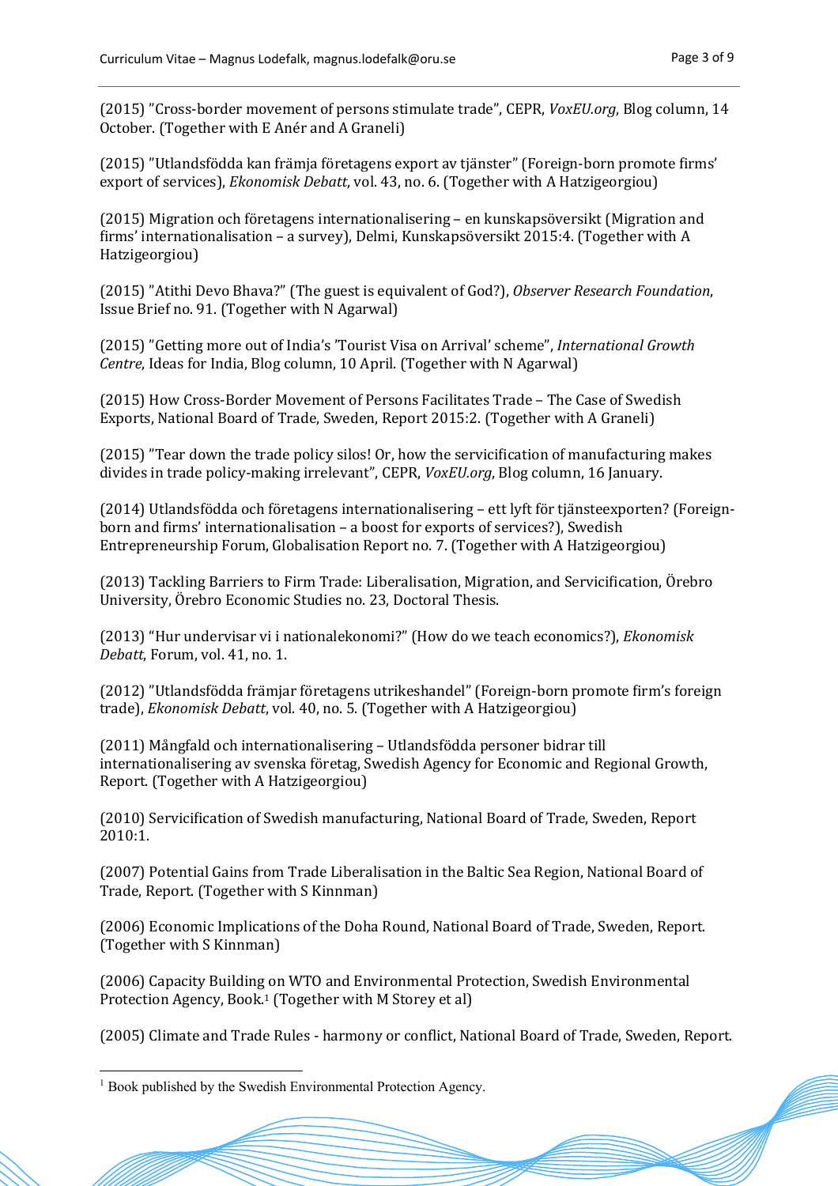(2015) ”Cross-border movement of persons stimulate trade”, CEPR, *VoxEU.org*, Blog column, 14 October. (Together with E Anér and A Graneli)

(2015) ”Utlandsfödda kan främja företagens export av tjänster” (Foreign-born promote firms' export of services), *Ekonomisk Debatt*, vol. 43, no. 6. (Together with A Hatzigeorgiou)

(2015) Migration och företagens internationalisering – en kunskapsöversikt (Migration and firms' internationalisation – a survey), Delmi, Kunskapsöversikt 2015:4. (Together with A Hatzigeorgiou)

(2015) ”Atithi Devo Bhava?” (The guest is equivalent of God?), *Observer Research Foundation*, Issue Brief no. 91. (Together with N Agarwal)

(2015) ”Getting more out of India's 'Tourist Visa on Arrival' scheme”, *International Growth Centre*, Ideas for India, Blog column, 10 April. (Together with N Agarwal)

(2015) How Cross-Border Movement of Persons Facilitates Trade – The Case of Swedish Exports, National Board of Trade, Sweden, Report 2015:2. (Together with A Graneli)

(2015) ”Tear down the trade policy silos! Or, how the servicification of manufacturing makes divides in trade policy-making irrelevant”, CEPR, *VoxEU.org*, Blog column, 16 January.

(2014) Utlandsfödda och företagens internationalisering – ett lyft för tjänsteexporten? (Foreign-born and firms' internationalisation – a boost for exports of services?), Swedish Entrepreneurship Forum, Globalisation Report no. 7. (Together with A Hatzigeorgiou)

(2013) Tackling Barriers to Firm Trade: Liberalisation, Migration, and Servicification, Örebro University, Örebro Economic Studies no. 23, Doctoral Thesis.

(2013) “Hur undervisar vi i nationalekonomi?” (How do we teach economics?), *Ekonomisk Debatt*, Forum, vol. 41, no. 1.

(2012) ”Utlandsfödda främjar företagens utrikeshandel” (Foreign-born promote firm's foreign trade), *Ekonomisk Debatt*, vol. 40, no. 5. (Together with A Hatzigeorgiou)

(2011) Mångfald och internationalisering – Utlandsfödda personer bidrar till internationalisering av svenska företag, Swedish Agency for Economic and Regional Growth, Report. (Together with A Hatzigeorgiou)

(2010) Servicification of Swedish manufacturing, National Board of Trade, Sweden, Report 2010:1.

(2007) Potential Gains from Trade Liberalisation in the Baltic Sea Region, National Board of Trade, Report. (Together with S Kinnman)

(2006) Economic Implications of the Doha Round, National Board of Trade, Sweden, Report. (Together with S Kinnman)

(2006) Capacity Building on WTO and Environmental Protection, Swedish Environmental Protection Agency, Book.[1] (Together with M Storey et al)

(2005) Climate and Trade Rules - harmony or conflict, National Board of Trade, Sweden, Report.

[1] Book published by the Swedish Environmental Protection Agency.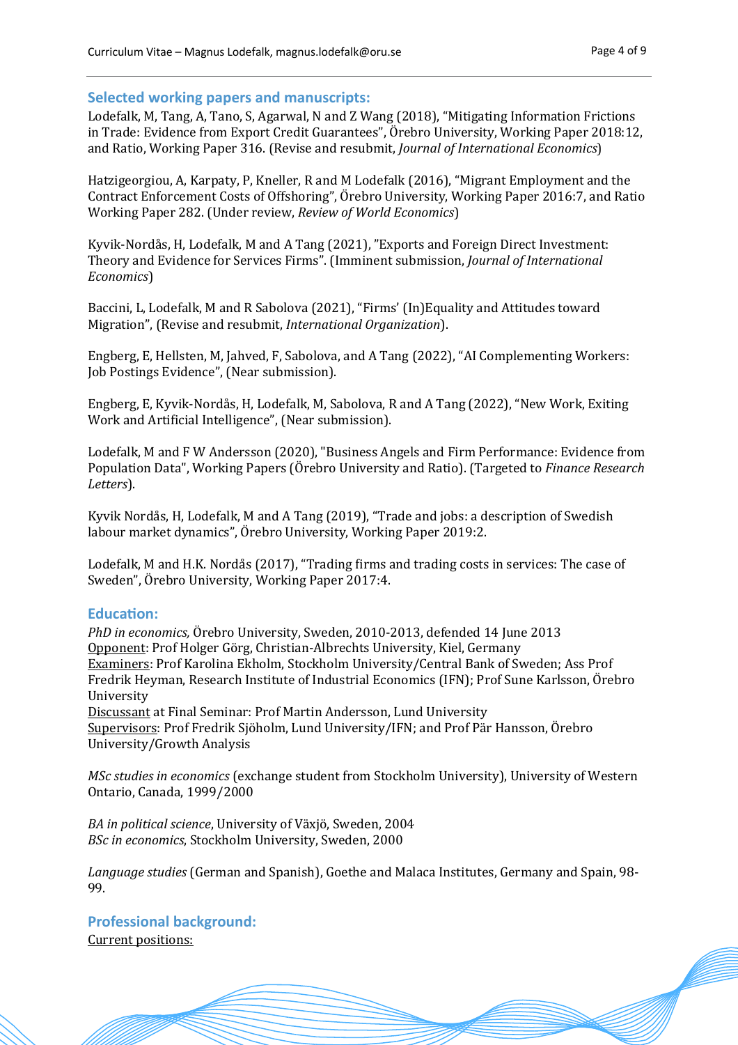## Selected working papers and manuscripts:

Lodefalk, M, Tang, A, Tano, S, Agarwal, N and Z Wang (2018), “Mitigating Information Frictions in Trade: Evidence from Export Credit Guarantees”, Örebro University, Working Paper 2018:12, and Ratio, Working Paper 316. (Revise and resubmit, *Journal of International Economics*)

Hatzigeorgiou, A, Karpaty, P, Kneller, R and M Lodefalk (2016), “Migrant Employment and the Contract Enforcement Costs of Offshoring”, Örebro University, Working Paper 2016:7, and Ratio Working Paper 282. (Under review, *Review of World Economics*)

Kyvik-Nordås, H, Lodefalk, M and A Tang (2021), ”Exports and Foreign Direct Investment: Theory and Evidence for Services Firms”. (Imminent submission, *Journal of International Economics*)

Baccini, L, Lodefalk, M and R Sabolova (2021), “Firms’ (In)Equality and Attitudes toward Migration”, (Revise and resubmit, *International Organization*).

Engberg, E, Hellsten, M, Jahved, F, Sabolova, and A Tang (2022), “AI Complementing Workers: Job Postings Evidence”, (Near submission).

Engberg, E, Kyvik-Nordås, H, Lodefalk, M, Sabolova, R and A Tang (2022), “New Work, Exiting Work and Artificial Intelligence”, (Near submission).

Lodefalk, M and F W Andersson (2020), "Business Angels and Firm Performance: Evidence from Population Data", Working Papers (Örebro University and Ratio). (Targeted to *Finance Research Letters*).

Kyvik Nordås, H, Lodefalk, M and A Tang (2019), “Trade and jobs: a description of Swedish labour market dynamics”, Örebro University, Working Paper 2019:2.

Lodefalk, M and H.K. Nordås (2017), “Trading firms and trading costs in services: The case of Sweden”, Örebro University, Working Paper 2017:4.

## Education:

*PhD in economics,* Örebro University, Sweden, 2010-2013, defended 14 June 2013
Opponent: Prof Holger Görg, Christian-Albrechts University, Kiel, Germany
Examiners: Prof Karolina Ekholm, Stockholm University/Central Bank of Sweden; Ass Prof Fredrik Heyman, Research Institute of Industrial Economics (IFN); Prof Sune Karlsson, Örebro University
Discussant at Final Seminar: Prof Martin Andersson, Lund University
Supervisors: Prof Fredrik Sjöholm, Lund University/IFN; and Prof Pär Hansson, Örebro University/Growth Analysis

*MSc studies in economics* (exchange student from Stockholm University), University of Western Ontario, Canada, 1999/2000

*BA in political science*, University of Växjö, Sweden, 2004
*BSc in economics*, Stockholm University, Sweden, 2000

*Language studies* (German and Spanish), Goethe and Malaca Institutes, Germany and Spain, 98-99.

## Professional background:

Current positions: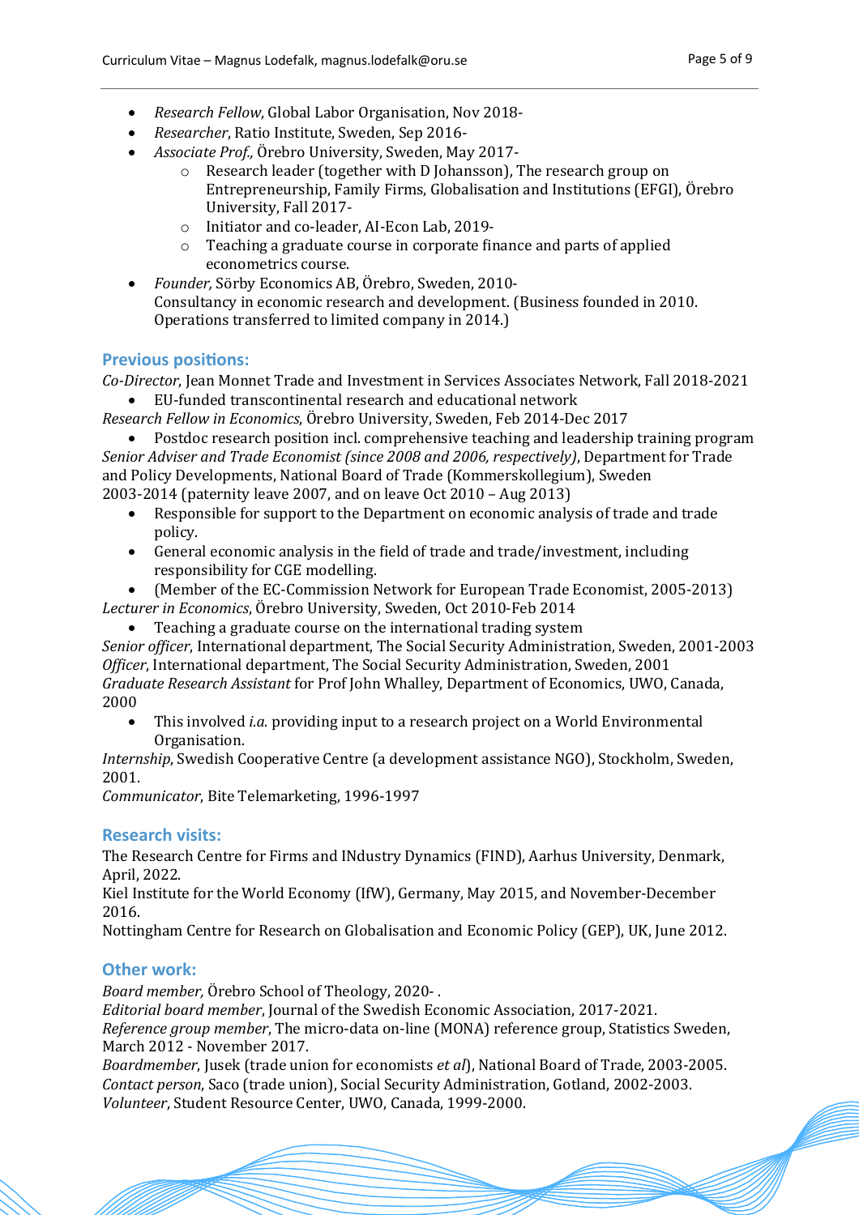- *Research Fellow*, Global Labor Organisation, Nov 2018-
- *Researcher*, Ratio Institute, Sweden, Sep 2016-
- *Associate Prof.,* Örebro University, Sweden, May 2017-
    - Research leader (together with D Johansson), The research group on Entrepreneurship, Family Firms, Globalisation and Institutions (EFGI), Örebro University, Fall 2017-
    - Initiator and co-leader, AI-Econ Lab, 2019-
    - Teaching a graduate course in corporate finance and parts of applied econometrics course.
- *Founder,* Sörby Economics AB, Örebro, Sweden, 2010-
  Consultancy in economic research and development. (Business founded in 2010. Operations transferred to limited company in 2014.)

## Previous positions:

*Co-Director*, Jean Monnet Trade and Investment in Services Associates Network, Fall 2018-2021

- EU-funded transcontinental research and educational network

*Research Fellow in Economics*, Örebro University, Sweden, Feb 2014-Dec 2017

- Postdoc research position incl. comprehensive teaching and leadership training program

*Senior Adviser and Trade Economist (since 2008 and 2006, respectively)*, Department for Trade and Policy Developments, National Board of Trade (Kommerskollegium), Sweden 2003-2014 (paternity leave 2007, and on leave Oct 2010 – Aug 2013)

- Responsible for support to the Department on economic analysis of trade and trade policy.
- General economic analysis in the field of trade and trade/investment, including responsibility for CGE modelling.
- (Member of the EC-Commission Network for European Trade Economist, 2005-2013)

*Lecturer in Economics*, Örebro University, Sweden, Oct 2010-Feb 2014

- Teaching a graduate course on the international trading system

*Senior officer*, International department, The Social Security Administration, Sweden, 2001-2003
*Officer*, International department, The Social Security Administration, Sweden, 2001
*Graduate Research Assistant* for Prof John Whalley, Department of Economics, UWO, Canada, 2000

- This involved *i.a.* providing input to a research project on a World Environmental Organisation.

*Internship*, Swedish Cooperative Centre (a development assistance NGO), Stockholm, Sweden, 2001.
*Communicator*, Bite Telemarketing, 1996-1997

## Research visits:

The Research Centre for Firms and INdustry Dynamics (FIND), Aarhus University, Denmark, April, 2022.
Kiel Institute for the World Economy (IfW), Germany, May 2015, and November-December 2016.
Nottingham Centre for Research on Globalisation and Economic Policy (GEP), UK, June 2012.

## Other work:

*Board member,* Örebro School of Theology, 2020- .
*Editorial board member*, Journal of the Swedish Economic Association, 2017-2021.
*Reference group member*, The micro-data on-line (MONA) reference group, Statistics Sweden, March 2012 - November 2017.
*Boardmember*, Jusek (trade union for economists *et al*), National Board of Trade, 2003-2005.
*Contact person*, Saco (trade union), Social Security Administration, Gotland, 2002-2003.
*Volunteer*, Student Resource Center, UWO, Canada, 1999-2000.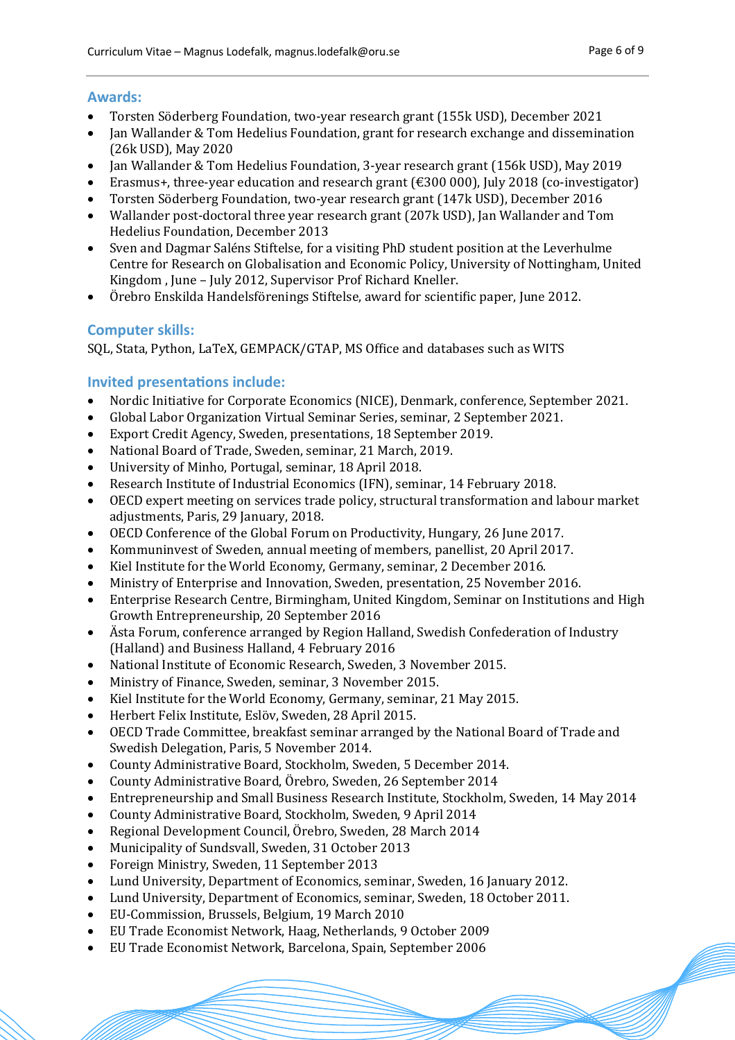## Awards:

- Torsten Söderberg Foundation, two-year research grant (155k USD), December 2021
- Jan Wallander & Tom Hedelius Foundation, grant for research exchange and dissemination (26k USD), May 2020
- Jan Wallander & Tom Hedelius Foundation, 3-year research grant (156k USD), May 2019
- Erasmus+, three-year education and research grant (€300 000), July 2018 (co-investigator)
- Torsten Söderberg Foundation, two-year research grant (147k USD), December 2016
- Wallander post-doctoral three year research grant (207k USD), Jan Wallander and Tom Hedelius Foundation, December 2013
- Sven and Dagmar Saléns Stiftelse, for a visiting PhD student position at the Leverhulme Centre for Research on Globalisation and Economic Policy, University of Nottingham, United Kingdom , June – July 2012, Supervisor Prof Richard Kneller.
- Örebro Enskilda Handelsförenings Stiftelse, award for scientific paper, June 2012.

## Computer skills:

SQL, Stata, Python, LaTeX, GEMPACK/GTAP, MS Office and databases such as WITS

## Invited presentations include:

- Nordic Initiative for Corporate Economics (NICE), Denmark, conference, September 2021.
- Global Labor Organization Virtual Seminar Series, seminar, 2 September 2021.
- Export Credit Agency, Sweden, presentations, 18 September 2019.
- National Board of Trade, Sweden, seminar, 21 March, 2019.
- University of Minho, Portugal, seminar, 18 April 2018.
- Research Institute of Industrial Economics (IFN), seminar, 14 February 2018.
- OECD expert meeting on services trade policy, structural transformation and labour market adjustments, Paris, 29 January, 2018.
- OECD Conference of the Global Forum on Productivity, Hungary, 26 June 2017.
- Kommuninvest of Sweden, annual meeting of members, panellist, 20 April 2017.
- Kiel Institute for the World Economy, Germany, seminar, 2 December 2016.
- Ministry of Enterprise and Innovation, Sweden, presentation, 25 November 2016.
- Enterprise Research Centre, Birmingham, United Kingdom, Seminar on Institutions and High Growth Entrepreneurship, 20 September 2016
- Ästa Forum, conference arranged by Region Halland, Swedish Confederation of Industry (Halland) and Business Halland, 4 February 2016
- National Institute of Economic Research, Sweden, 3 November 2015.
- Ministry of Finance, Sweden, seminar, 3 November 2015.
- Kiel Institute for the World Economy, Germany, seminar, 21 May 2015.
- Herbert Felix Institute, Eslöv, Sweden, 28 April 2015.
- OECD Trade Committee, breakfast seminar arranged by the National Board of Trade and Swedish Delegation, Paris, 5 November 2014.
- County Administrative Board, Stockholm, Sweden, 5 December 2014.
- County Administrative Board, Örebro, Sweden, 26 September 2014
- Entrepreneurship and Small Business Research Institute, Stockholm, Sweden, 14 May 2014
- County Administrative Board, Stockholm, Sweden, 9 April 2014
- Regional Development Council, Örebro, Sweden, 28 March 2014
- Municipality of Sundsvall, Sweden, 31 October 2013
- Foreign Ministry, Sweden, 11 September 2013
- Lund University, Department of Economics, seminar, Sweden, 16 January 2012.
- Lund University, Department of Economics, seminar, Sweden, 18 October 2011.
- EU-Commission, Brussels, Belgium, 19 March 2010
- EU Trade Economist Network, Haag, Netherlands, 9 October 2009
- EU Trade Economist Network, Barcelona, Spain, September 2006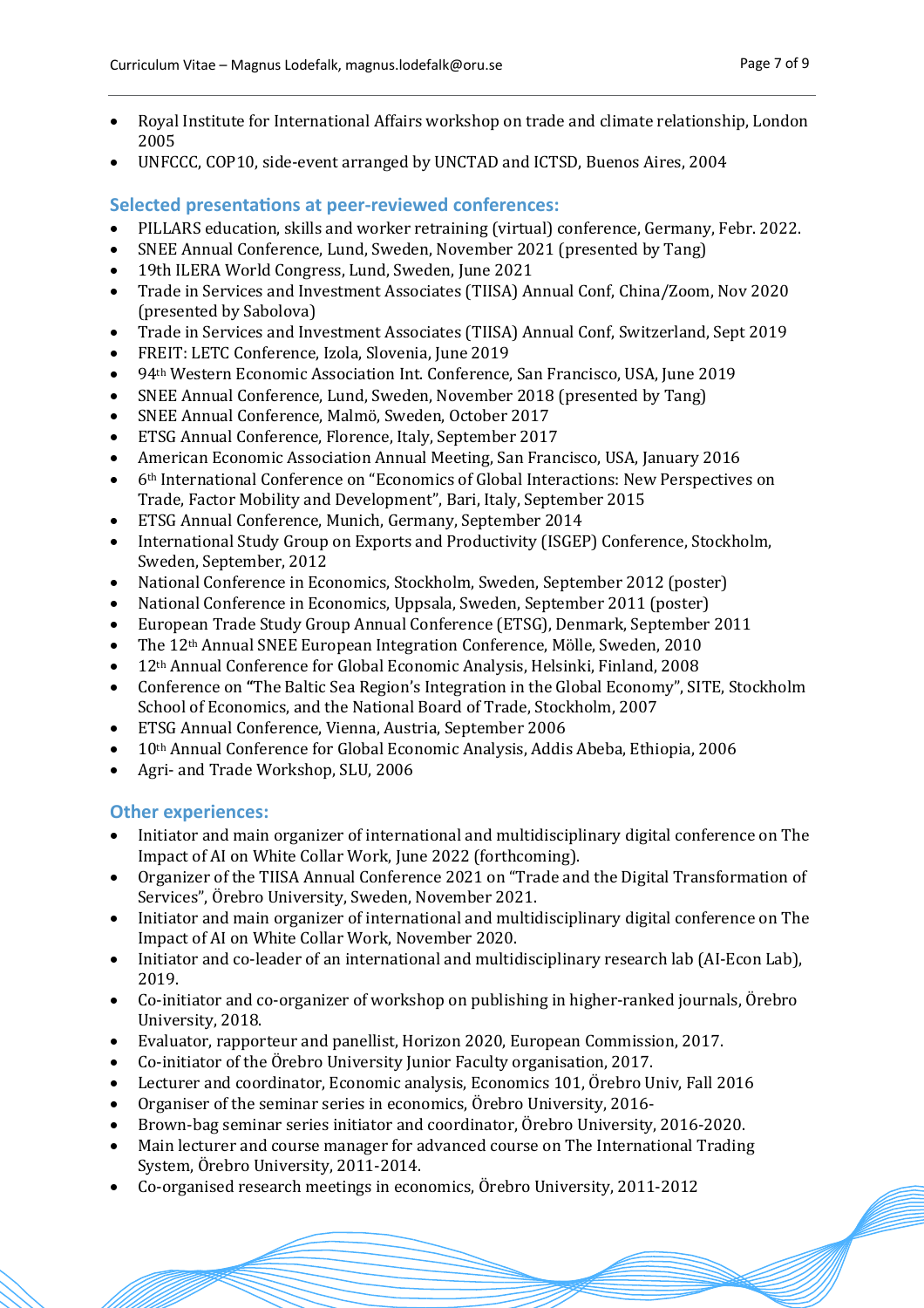- Royal Institute for International Affairs workshop on trade and climate relationship, London 2005
- UNFCCC, COP10, side-event arranged by UNCTAD and ICTSD, Buenos Aires, 2004

## Selected presentations at peer-reviewed conferences:

- PILLARS education, skills and worker retraining (virtual) conference, Germany, Febr. 2022.
- SNEE Annual Conference, Lund, Sweden, November 2021 (presented by Tang)
- 19th ILERA World Congress, Lund, Sweden, June 2021
- Trade in Services and Investment Associates (TIISA) Annual Conf, China/Zoom, Nov 2020 (presented by Sabolova)
- Trade in Services and Investment Associates (TIISA) Annual Conf, Switzerland, Sept 2019
- FREIT: LETC Conference, Izola, Slovenia, June 2019
- 94th Western Economic Association Int. Conference, San Francisco, USA, June 2019
- SNEE Annual Conference, Lund, Sweden, November 2018 (presented by Tang)
- SNEE Annual Conference, Malmö, Sweden, October 2017
- ETSG Annual Conference, Florence, Italy, September 2017
- American Economic Association Annual Meeting, San Francisco, USA, January 2016
- 6th International Conference on "Economics of Global Interactions: New Perspectives on Trade, Factor Mobility and Development", Bari, Italy, September 2015
- ETSG Annual Conference, Munich, Germany, September 2014
- International Study Group on Exports and Productivity (ISGEP) Conference, Stockholm, Sweden, September, 2012
- National Conference in Economics, Stockholm, Sweden, September 2012 (poster)
- National Conference in Economics, Uppsala, Sweden, September 2011 (poster)
- European Trade Study Group Annual Conference (ETSG), Denmark, September 2011
- The 12th Annual SNEE European Integration Conference, Mölle, Sweden, 2010
- 12th Annual Conference for Global Economic Analysis, Helsinki, Finland, 2008
- Conference on **"**The Baltic Sea Region's Integration in the Global Economy", SITE, Stockholm School of Economics, and the National Board of Trade, Stockholm, 2007
- ETSG Annual Conference, Vienna, Austria, September 2006
- 10th Annual Conference for Global Economic Analysis, Addis Abeba, Ethiopia, 2006
- Agri- and Trade Workshop, SLU, 2006

## Other experiences:

- Initiator and main organizer of international and multidisciplinary digital conference on The Impact of AI on White Collar Work, June 2022 (forthcoming).
- Organizer of the TIISA Annual Conference 2021 on "Trade and the Digital Transformation of Services", Örebro University, Sweden, November 2021.
- Initiator and main organizer of international and multidisciplinary digital conference on The Impact of AI on White Collar Work, November 2020.
- Initiator and co-leader of an international and multidisciplinary research lab (AI-Econ Lab), 2019.
- Co-initiator and co-organizer of workshop on publishing in higher-ranked journals, Örebro University, 2018.
- Evaluator, rapporteur and panellist, Horizon 2020, European Commission, 2017.
- Co-initiator of the Örebro University Junior Faculty organisation, 2017.
- Lecturer and coordinator, Economic analysis, Economics 101, Örebro Univ, Fall 2016
- Organiser of the seminar series in economics, Örebro University, 2016-
- Brown-bag seminar series initiator and coordinator, Örebro University, 2016-2020.
- Main lecturer and course manager for advanced course on The International Trading System, Örebro University, 2011-2014.
- Co-organised research meetings in economics, Örebro University, 2011-2012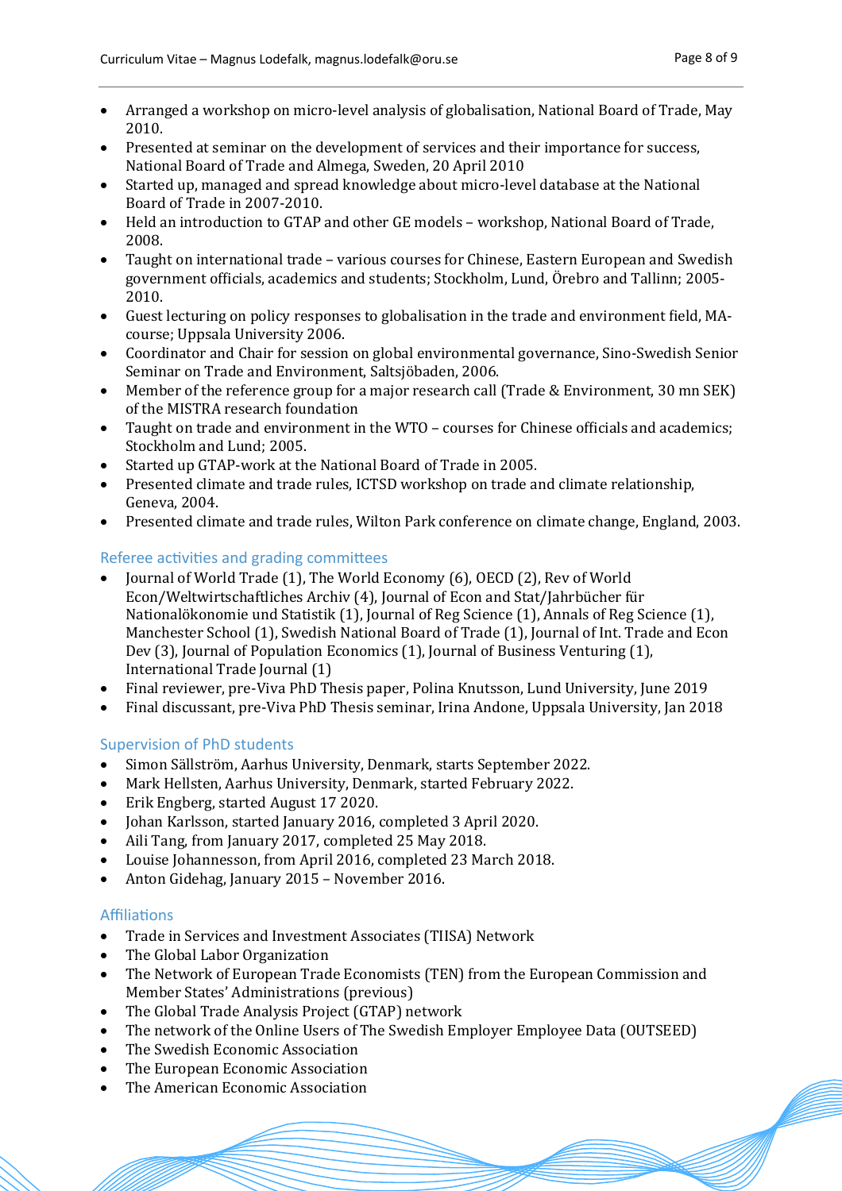- Arranged a workshop on micro-level analysis of globalisation, National Board of Trade, May 2010.
- Presented at seminar on the development of services and their importance for success, National Board of Trade and Almega, Sweden, 20 April 2010
- Started up, managed and spread knowledge about micro-level database at the National Board of Trade in 2007-2010.
- Held an introduction to GTAP and other GE models – workshop, National Board of Trade, 2008.
- Taught on international trade – various courses for Chinese, Eastern European and Swedish government officials, academics and students; Stockholm, Lund, Örebro and Tallinn; 2005-2010.
- Guest lecturing on policy responses to globalisation in the trade and environment field, MA-course; Uppsala University 2006.
- Coordinator and Chair for session on global environmental governance, Sino-Swedish Senior Seminar on Trade and Environment, Saltsjöbaden, 2006.
- Member of the reference group for a major research call (Trade & Environment, 30 mn SEK) of the MISTRA research foundation
- Taught on trade and environment in the WTO – courses for Chinese officials and academics; Stockholm and Lund; 2005.
- Started up GTAP-work at the National Board of Trade in 2005.
- Presented climate and trade rules, ICTSD workshop on trade and climate relationship, Geneva, 2004.
- Presented climate and trade rules, Wilton Park conference on climate change, England, 2003.

## Referee activities and grading committees

- Journal of World Trade (1), The World Economy (6), OECD (2), Rev of World Econ/Weltwirtschaftliches Archiv (4), Journal of Econ and Stat/Jahrbücher für Nationalökonomie und Statistik (1), Journal of Reg Science (1), Annals of Reg Science (1), Manchester School (1), Swedish National Board of Trade (1), Journal of Int. Trade and Econ Dev (3), Journal of Population Economics (1), Journal of Business Venturing (1), International Trade Journal (1)
- Final reviewer, pre-Viva PhD Thesis paper, Polina Knutsson, Lund University, June 2019
- Final discussant, pre-Viva PhD Thesis seminar, Irina Andone, Uppsala University, Jan 2018

## Supervision of PhD students

- Simon Sällström, Aarhus University, Denmark, starts September 2022.
- Mark Hellsten, Aarhus University, Denmark, started February 2022.
- Erik Engberg, started August 17 2020.
- Johan Karlsson, started January 2016, completed 3 April 2020.
- Aili Tang, from January 2017, completed 25 May 2018.
- Louise Johannesson, from April 2016, completed 23 March 2018.
- Anton Gidehag, January 2015 – November 2016.

## Affiliations

- Trade in Services and Investment Associates (TIISA) Network
- The Global Labor Organization
- The Network of European Trade Economists (TEN) from the European Commission and Member States' Administrations (previous)
- The Global Trade Analysis Project (GTAP) network
- The network of the Online Users of The Swedish Employer Employee Data (OUTSEED)
- The Swedish Economic Association
- The European Economic Association
- The American Economic Association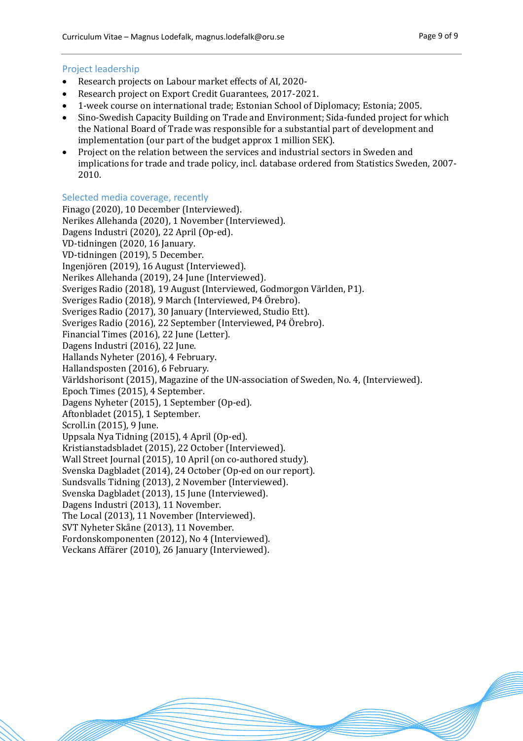## Project leadership

- Research projects on Labour market effects of AI, 2020-
- Research project on Export Credit Guarantees, 2017-2021.
- 1-week course on international trade; Estonian School of Diplomacy; Estonia; 2005.
- Sino-Swedish Capacity Building on Trade and Environment; Sida-funded project for which the National Board of Trade was responsible for a substantial part of development and implementation (our part of the budget approx 1 million SEK).
- Project on the relation between the services and industrial sectors in Sweden and implications for trade and trade policy, incl. database ordered from Statistics Sweden, 2007-2010.

## Selected media coverage, recently

Finago (2020), 10 December (Interviewed).  
Nerikes Allehanda (2020), 1 November (Interviewed).  
Dagens Industri (2020), 22 April (Op-ed).  
VD-tidningen (2020, 16 January.  
VD-tidningen (2019), 5 December.  
Ingenjören (2019), 16 August (Interviewed).  
Nerikes Allehanda (2019), 24 June (Interviewed).  
Sveriges Radio (2018), 19 August (Interviewed, Godmorgon Världen, P1).  
Sveriges Radio (2018), 9 March (Interviewed, P4 Örebro).  
Sveriges Radio (2017), 30 January (Interviewed, Studio Ett).  
Sveriges Radio (2016), 22 September (Interviewed, P4 Örebro).  
Financial Times (2016), 22 June (Letter).  
Dagens Industri (2016), 22 June.  
Hallands Nyheter (2016), 4 February.  
Hallandsposten (2016), 6 February.  
Världshorisont (2015), Magazine of the UN-association of Sweden, No. 4, (Interviewed).  
Epoch Times (2015), 4 September.  
Dagens Nyheter (2015), 1 September (Op-ed).  
Aftonbladet (2015), 1 September.  
Scroll.in (2015), 9 June.  
Uppsala Nya Tidning (2015), 4 April (Op-ed).  
Kristianstadsbladet (2015), 22 October (Interviewed).  
Wall Street Journal (2015), 10 April (on co-authored study).  
Svenska Dagbladet (2014), 24 October (Op-ed on our report).  
Sundsvalls Tidning (2013), 2 November (Interviewed).  
Svenska Dagbladet (2013), 15 June (Interviewed).  
Dagens Industri (2013), 11 November.  
The Local (2013), 11 November (Interviewed).  
SVT Nyheter Skåne (2013), 11 November.  
Fordonskomponenten (2012), No 4 (Interviewed).  
Veckans Affärer (2010), 26 January (Interviewed).